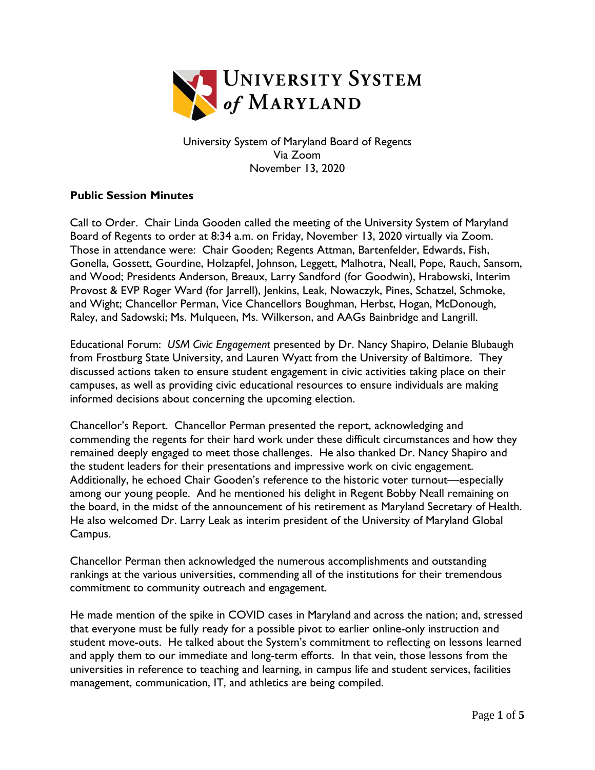University System of Maryland Board of Regents
Via Zoom
November 13, 2020

**Public Session Minutes**

Call to Order. Chair Linda Gooden called the meeting of the University System of Maryland Board of Regents to order at 8:34 a.m. on Friday, November 13, 2020 virtually via Zoom. Those in attendance were: Chair Gooden; Regents Attman, Bartenfelder, Edwards, Fish, Gonella, Gossett, Gourdine, Holzapfel, Johnson, Leggett, Malhotra, Neall, Pope, Rauch, Sansom, and Wood; Presidents Anderson, Breaux, Larry Sandford (for Goodwin), Hrabowski, Interim Provost & EVP Roger Ward (for Jarrell), Jenkins, Leak, Nowaczyk, Pines, Schatzel, Schmoke, and Wight; Chancellor Perman, Vice Chancellors Boughman, Herbst, Hogan, McDonough, Raley, and Sadowski; Ms. Mulqueen, Ms. Wilkerson, and AAGs Bainbridge and Langrill.

Educational Forum: *USM Civic Engagement* presented by Dr. Nancy Shapiro, Delanie Blubaugh from Frostburg State University, and Lauren Wyatt from the University of Baltimore. They discussed actions taken to ensure student engagement in civic activities taking place on their campuses, as well as providing civic educational resources to ensure individuals are making informed decisions about concerning the upcoming election.

Chancellor's Report. Chancellor Perman presented the report, acknowledging and commending the regents for their hard work under these difficult circumstances and how they remained deeply engaged to meet those challenges. He also thanked Dr. Nancy Shapiro and the student leaders for their presentations and impressive work on civic engagement. Additionally, he echoed Chair Gooden's reference to the historic voter turnout—especially among our young people. And he mentioned his delight in Regent Bobby Neall remaining on the board, in the midst of the announcement of his retirement as Maryland Secretary of Health. He also welcomed Dr. Larry Leak as interim president of the University of Maryland Global Campus.

Chancellor Perman then acknowledged the numerous accomplishments and outstanding rankings at the various universities, commending all of the institutions for their tremendous commitment to community outreach and engagement.

He made mention of the spike in COVID cases in Maryland and across the nation; and, stressed that everyone must be fully ready for a possible pivot to earlier online-only instruction and student move-outs. He talked about the System's commitment to reflecting on lessons learned and apply them to our immediate and long-term efforts. In that vein, those lessons from the universities in reference to teaching and learning, in campus life and student services, facilities management, communication, IT, and athletics are being compiled.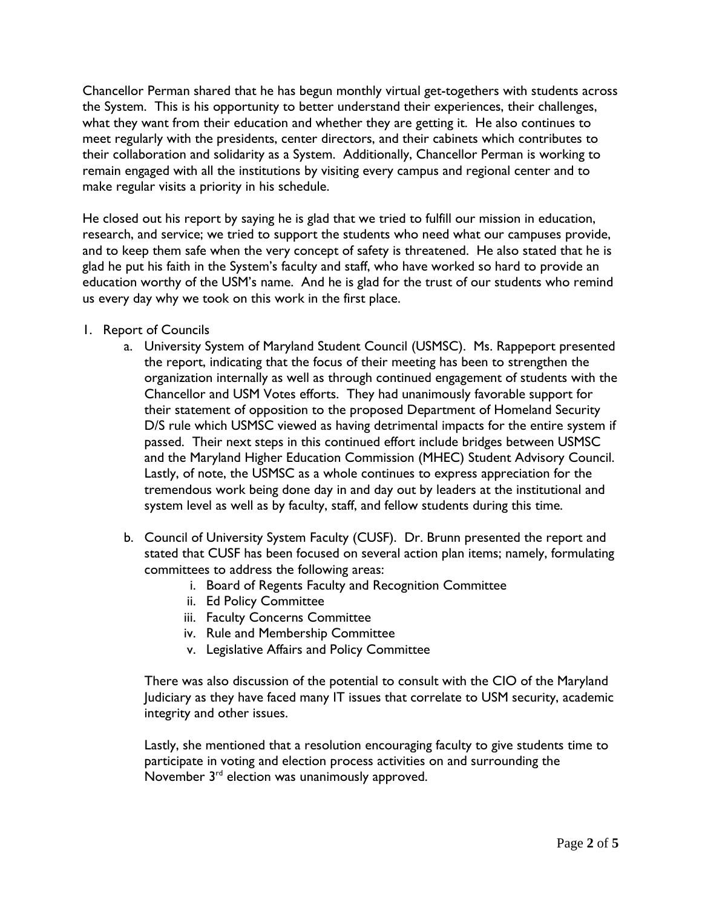Chancellor Perman shared that he has begun monthly virtual get-togethers with students across the System. This is his opportunity to better understand their experiences, their challenges, what they want from their education and whether they are getting it. He also continues to meet regularly with the presidents, center directors, and their cabinets which contributes to their collaboration and solidarity as a System. Additionally, Chancellor Perman is working to remain engaged with all the institutions by visiting every campus and regional center and to make regular visits a priority in his schedule.

He closed out his report by saying he is glad that we tried to fulfill our mission in education, research, and service; we tried to support the students who need what our campuses provide, and to keep them safe when the very concept of safety is threatened. He also stated that he is glad he put his faith in the System's faculty and staff, who have worked so hard to provide an education worthy of the USM's name. And he is glad for the trust of our students who remind us every day why we took on this work in the first place.

1. Report of Councils
    a. University System of Maryland Student Council (USMSC). Ms. Rappeport presented the report, indicating that the focus of their meeting has been to strengthen the organization internally as well as through continued engagement of students with the Chancellor and USM Votes efforts. They had unanimously favorable support for their statement of opposition to the proposed Department of Homeland Security D/S rule which USMSC viewed as having detrimental impacts for the entire system if passed. Their next steps in this continued effort include bridges between USMSC and the Maryland Higher Education Commission (MHEC) Student Advisory Council. Lastly, of note, the USMSC as a whole continues to express appreciation for the tremendous work being done day in and day out by leaders at the institutional and system level as well as by faculty, staff, and fellow students during this time.

    b. Council of University System Faculty (CUSF). Dr. Brunn presented the report and stated that CUSF has been focused on several action plan items; namely, formulating committees to address the following areas:
        i. Board of Regents Faculty and Recognition Committee
        ii. Ed Policy Committee
        iii. Faculty Concerns Committee
        iv. Rule and Membership Committee
        v. Legislative Affairs and Policy Committee

    There was also discussion of the potential to consult with the CIO of the Maryland Judiciary as they have faced many IT issues that correlate to USM security, academic integrity and other issues.

    Lastly, she mentioned that a resolution encouraging faculty to give students time to participate in voting and election process activities on and surrounding the November 3rd election was unanimously approved.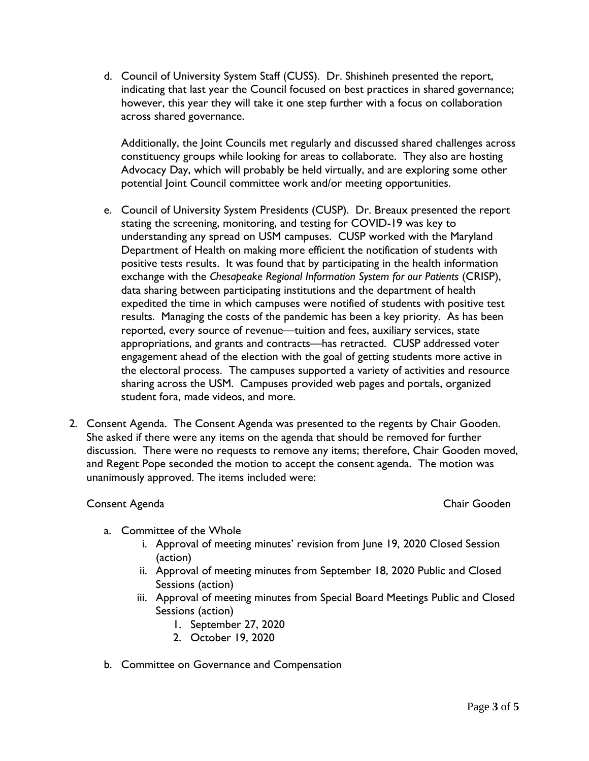d. Council of University System Staff (CUSS). Dr. Shishineh presented the report, indicating that last year the Council focused on best practices in shared governance; however, this year they will take it one step further with a focus on collaboration across shared governance.

   Additionally, the Joint Councils met regularly and discussed shared challenges across constituency groups while looking for areas to collaborate. They also are hosting Advocacy Day, which will probably be held virtually, and are exploring some other potential Joint Council committee work and/or meeting opportunities.

e. Council of University System Presidents (CUSP). Dr. Breaux presented the report stating the screening, monitoring, and testing for COVID-19 was key to understanding any spread on USM campuses. CUSP worked with the Maryland Department of Health on making more efficient the notification of students with positive tests results. It was found that by participating in the health information exchange with the *Chesapeake Regional Information System for our Patients* (CRISP), data sharing between participating institutions and the department of health expedited the time in which campuses were notified of students with positive test results. Managing the costs of the pandemic has been a key priority. As has been reported, every source of revenue—tuition and fees, auxiliary services, state appropriations, and grants and contracts—has retracted. CUSP addressed voter engagement ahead of the election with the goal of getting students more active in the electoral process. The campuses supported a variety of activities and resource sharing across the USM. Campuses provided web pages and portals, organized student fora, made videos, and more.

2. Consent Agenda. The Consent Agenda was presented to the regents by Chair Gooden. She asked if there were any items on the agenda that should be removed for further discussion. There were no requests to remove any items; therefore, Chair Gooden moved, and Regent Pope seconded the motion to accept the consent agenda. The motion was unanimously approved. The items included were:

   Consent Agenda — Chair Gooden

   a. Committee of the Whole
      i. Approval of meeting minutes' revision from June 19, 2020 Closed Session (action)
      ii. Approval of meeting minutes from September 18, 2020 Public and Closed Sessions (action)
      iii. Approval of meeting minutes from Special Board Meetings Public and Closed Sessions (action)
         1. September 27, 2020
         2. October 19, 2020

   b. Committee on Governance and Compensation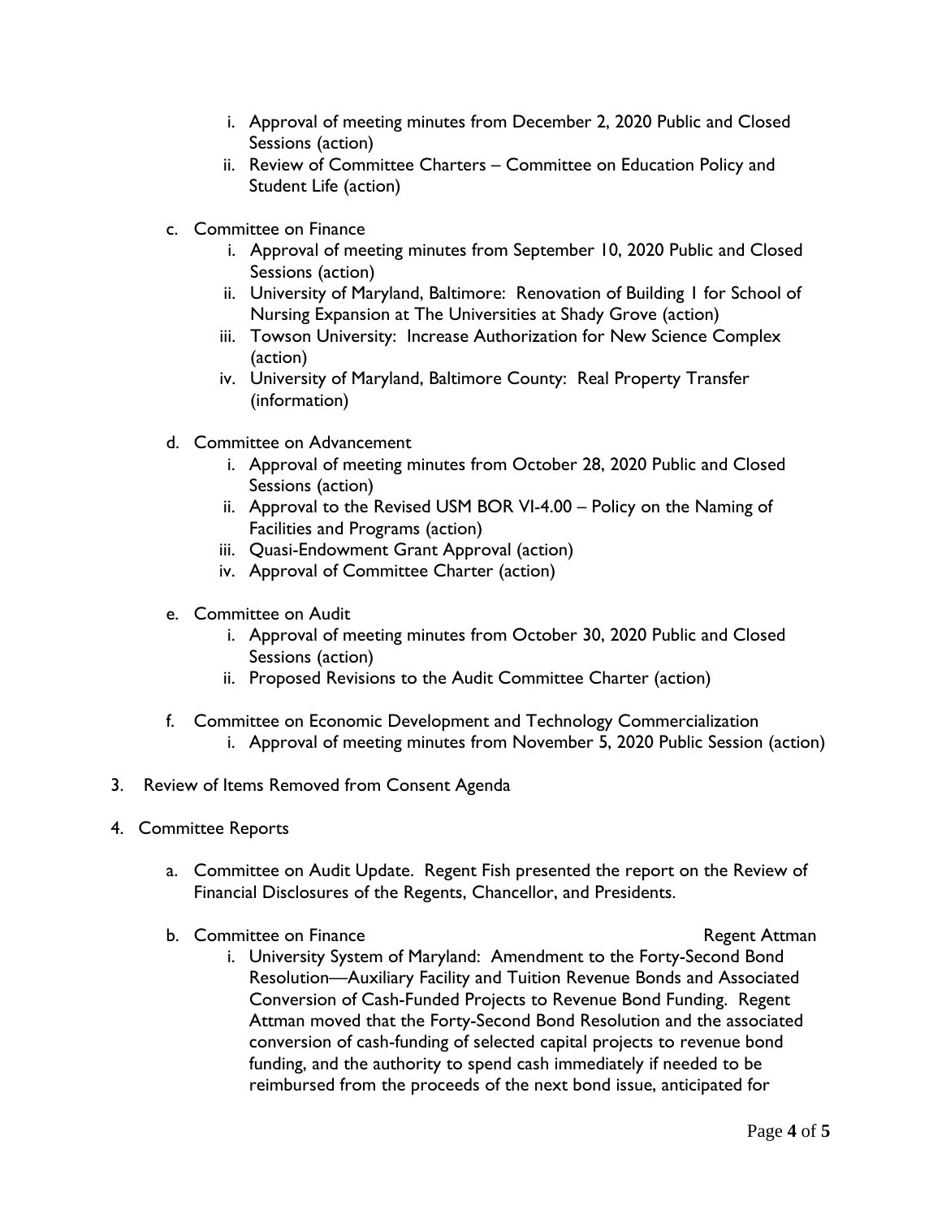- i. Approval of meeting minutes from December 2, 2020 Public and Closed Sessions (action)
   - ii. Review of Committee Charters – Committee on Education Policy and Student Life (action)

c. Committee on Finance
   - i. Approval of meeting minutes from September 10, 2020 Public and Closed Sessions (action)
   - ii. University of Maryland, Baltimore: Renovation of Building 1 for School of Nursing Expansion at The Universities at Shady Grove (action)
   - iii. Towson University: Increase Authorization for New Science Complex (action)
   - iv. University of Maryland, Baltimore County: Real Property Transfer (information)

d. Committee on Advancement
   - i. Approval of meeting minutes from October 28, 2020 Public and Closed Sessions (action)
   - ii. Approval to the Revised USM BOR VI-4.00 – Policy on the Naming of Facilities and Programs (action)
   - iii. Quasi-Endowment Grant Approval (action)
   - iv. Approval of Committee Charter (action)

e. Committee on Audit
   - i. Approval of meeting minutes from October 30, 2020 Public and Closed Sessions (action)
   - ii. Proposed Revisions to the Audit Committee Charter (action)

f. Committee on Economic Development and Technology Commercialization
   - i. Approval of meeting minutes from November 5, 2020 Public Session (action)

3. Review of Items Removed from Consent Agenda

4. Committee Reports

   a. Committee on Audit Update. Regent Fish presented the report on the Review of Financial Disclosures of the Regents, Chancellor, and Presidents.

   b. Committee on Finance — Regent Attman
      - i. University System of Maryland: Amendment to the Forty-Second Bond Resolution—Auxiliary Facility and Tuition Revenue Bonds and Associated Conversion of Cash-Funded Projects to Revenue Bond Funding. Regent Attman moved that the Forty-Second Bond Resolution and the associated conversion of cash-funding of selected capital projects to revenue bond funding, and the authority to spend cash immediately if needed to be reimbursed from the proceeds of the next bond issue, anticipated for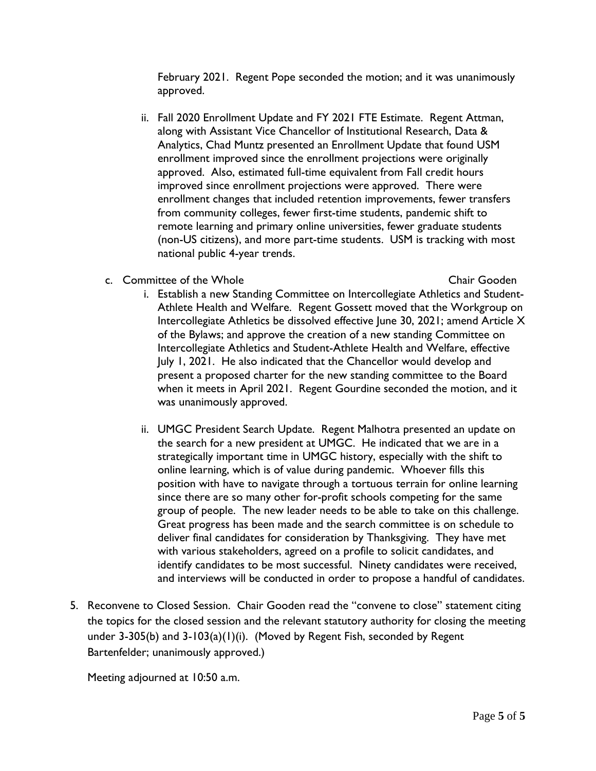February 2021. Regent Pope seconded the motion; and it was unanimously approved.

   ii. Fall 2020 Enrollment Update and FY 2021 FTE Estimate. Regent Attman, along with Assistant Vice Chancellor of Institutional Research, Data & Analytics, Chad Muntz presented an Enrollment Update that found USM enrollment improved since the enrollment projections were originally approved. Also, estimated full-time equivalent from Fall credit hours improved since enrollment projections were approved. There were enrollment changes that included retention improvements, fewer transfers from community colleges, fewer first-time students, pandemic shift to remote learning and primary online universities, fewer graduate students (non-US citizens), and more part-time students. USM is tracking with most national public 4-year trends.

c. Committee of the Whole — Chair Gooden

   i. Establish a new Standing Committee on Intercollegiate Athletics and Student-Athlete Health and Welfare. Regent Gossett moved that the Workgroup on Intercollegiate Athletics be dissolved effective June 30, 2021; amend Article X of the Bylaws; and approve the creation of a new standing Committee on Intercollegiate Athletics and Student-Athlete Health and Welfare, effective July 1, 2021. He also indicated that the Chancellor would develop and present a proposed charter for the new standing committee to the Board when it meets in April 2021. Regent Gourdine seconded the motion, and it was unanimously approved.

   ii. UMGC President Search Update. Regent Malhotra presented an update on the search for a new president at UMGC. He indicated that we are in a strategically important time in UMGC history, especially with the shift to online learning, which is of value during pandemic. Whoever fills this position with have to navigate through a tortuous terrain for online learning since there are so many other for-profit schools competing for the same group of people. The new leader needs to be able to take on this challenge. Great progress has been made and the search committee is on schedule to deliver final candidates for consideration by Thanksgiving. They have met with various stakeholders, agreed on a profile to solicit candidates, and identify candidates to be most successful. Ninety candidates were received, and interviews will be conducted in order to propose a handful of candidates.

5. Reconvene to Closed Session. Chair Gooden read the "convene to close" statement citing the topics for the closed session and the relevant statutory authority for closing the meeting under 3-305(b) and 3-103(a)(1)(i). (Moved by Regent Fish, seconded by Regent Bartenfelder; unanimously approved.)

   Meeting adjourned at 10:50 a.m.